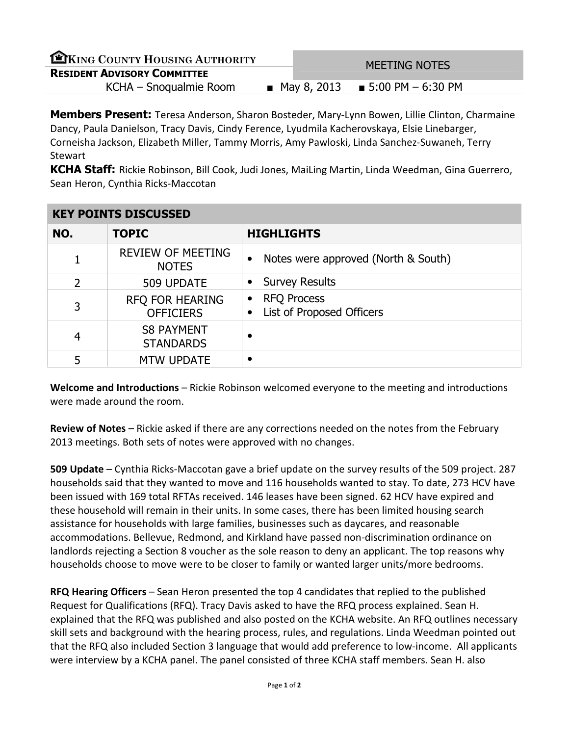**KING COUNTY HOUSING AUTHORITY**
**RESIDENT ADVISORY COMMITTEE**

MEETING NOTES

KCHA – Snoqualmie Room ■ May 8, 2013 ■ 5:00 PM – 6:30 PM

**Members Present:** Teresa Anderson, Sharon Bosteder, Mary-Lynn Bowen, Lillie Clinton, Charmaine Dancy, Paula Danielson, Tracy Davis, Cindy Ference, Lyudmila Kacherovskaya, Elsie Linebarger, Corneisha Jackson, Elizabeth Miller, Tammy Morris, Amy Pawloski, Linda Sanchez-Suwaneh, Terry Stewart

**KCHA Staff:** Rickie Robinson, Bill Cook, Judi Jones, MaiLing Martin, Linda Weedman, Gina Guerrero, Sean Heron, Cynthia Ricks-Maccotan

| KEY POINTS DISCUSSED | | |
|---|---|---|
| **NO.** | **TOPIC** | **HIGHLIGHTS** |
| 1 | REVIEW OF MEETING NOTES | • Notes were approved (North & South) |
| 2 | 509 UPDATE | • Survey Results |
| 3 | RFQ FOR HEARING OFFICIERS | • RFQ Process<br>• List of Proposed Officers |
| 4 | S8 PAYMENT STANDARDS | • |
| 5 | MTW UPDATE | • |

**Welcome and Introductions** – Rickie Robinson welcomed everyone to the meeting and introductions were made around the room.

**Review of Notes** – Rickie asked if there are any corrections needed on the notes from the February 2013 meetings. Both sets of notes were approved with no changes.

**509 Update** – Cynthia Ricks-Maccotan gave a brief update on the survey results of the 509 project. 287 households said that they wanted to move and 116 households wanted to stay. To date, 273 HCV have been issued with 169 total RFTAs received. 146 leases have been signed. 62 HCV have expired and these household will remain in their units. In some cases, there has been limited housing search assistance for households with large families, businesses such as daycares, and reasonable accommodations. Bellevue, Redmond, and Kirkland have passed non-discrimination ordinance on landlords rejecting a Section 8 voucher as the sole reason to deny an applicant. The top reasons why households choose to move were to be closer to family or wanted larger units/more bedrooms.

**RFQ Hearing Officers** – Sean Heron presented the top 4 candidates that replied to the published Request for Qualifications (RFQ). Tracy Davis asked to have the RFQ process explained. Sean H. explained that the RFQ was published and also posted on the KCHA website. An RFQ outlines necessary skill sets and background with the hearing process, rules, and regulations. Linda Weedman pointed out that the RFQ also included Section 3 language that would add preference to low-income. All applicants were interview by a KCHA panel. The panel consisted of three KCHA staff members. Sean H. also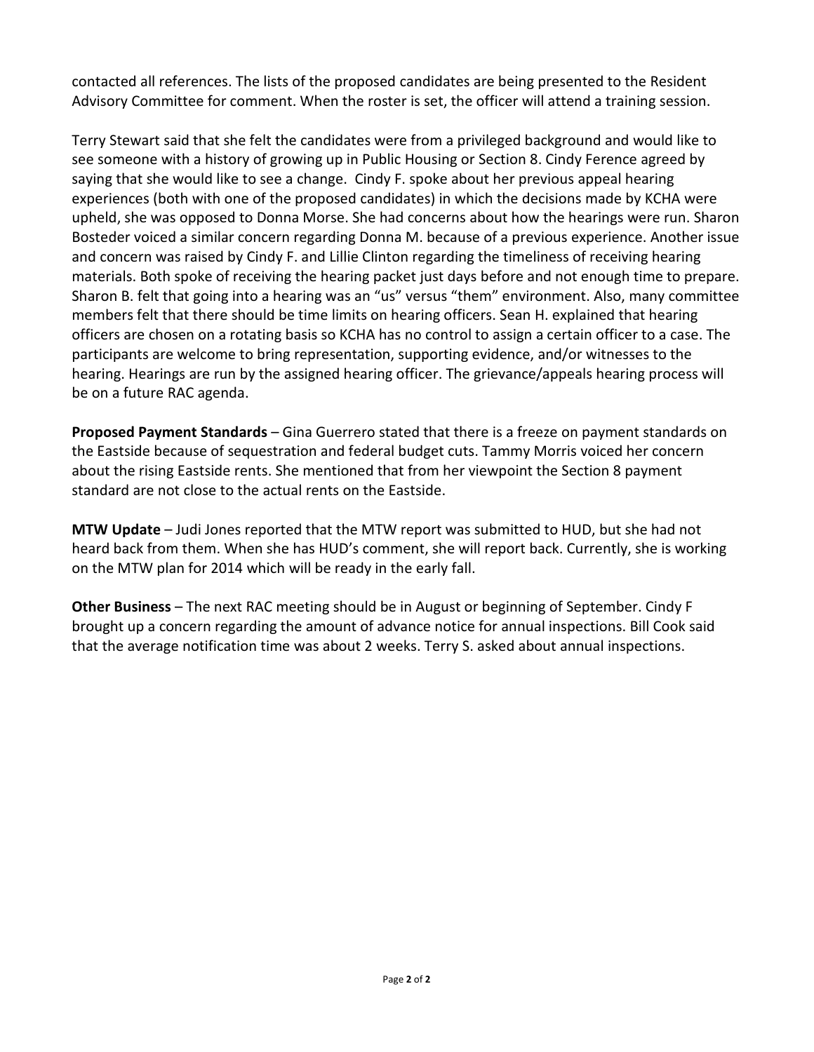contacted all references. The lists of the proposed candidates are being presented to the Resident Advisory Committee for comment. When the roster is set, the officer will attend a training session.

Terry Stewart said that she felt the candidates were from a privileged background and would like to see someone with a history of growing up in Public Housing or Section 8. Cindy Ference agreed by saying that she would like to see a change. Cindy F. spoke about her previous appeal hearing experiences (both with one of the proposed candidates) in which the decisions made by KCHA were upheld, she was opposed to Donna Morse. She had concerns about how the hearings were run. Sharon Bosteder voiced a similar concern regarding Donna M. because of a previous experience. Another issue and concern was raised by Cindy F. and Lillie Clinton regarding the timeliness of receiving hearing materials. Both spoke of receiving the hearing packet just days before and not enough time to prepare. Sharon B. felt that going into a hearing was an "us" versus "them" environment. Also, many committee members felt that there should be time limits on hearing officers. Sean H. explained that hearing officers are chosen on a rotating basis so KCHA has no control to assign a certain officer to a case. The participants are welcome to bring representation, supporting evidence, and/or witnesses to the hearing. Hearings are run by the assigned hearing officer. The grievance/appeals hearing process will be on a future RAC agenda.

**Proposed Payment Standards** – Gina Guerrero stated that there is a freeze on payment standards on the Eastside because of sequestration and federal budget cuts. Tammy Morris voiced her concern about the rising Eastside rents. She mentioned that from her viewpoint the Section 8 payment standard are not close to the actual rents on the Eastside.

**MTW Update** – Judi Jones reported that the MTW report was submitted to HUD, but she had not heard back from them. When she has HUD's comment, she will report back. Currently, she is working on the MTW plan for 2014 which will be ready in the early fall.

**Other Business** – The next RAC meeting should be in August or beginning of September. Cindy F brought up a concern regarding the amount of advance notice for annual inspections. Bill Cook said that the average notification time was about 2 weeks. Terry S. asked about annual inspections.